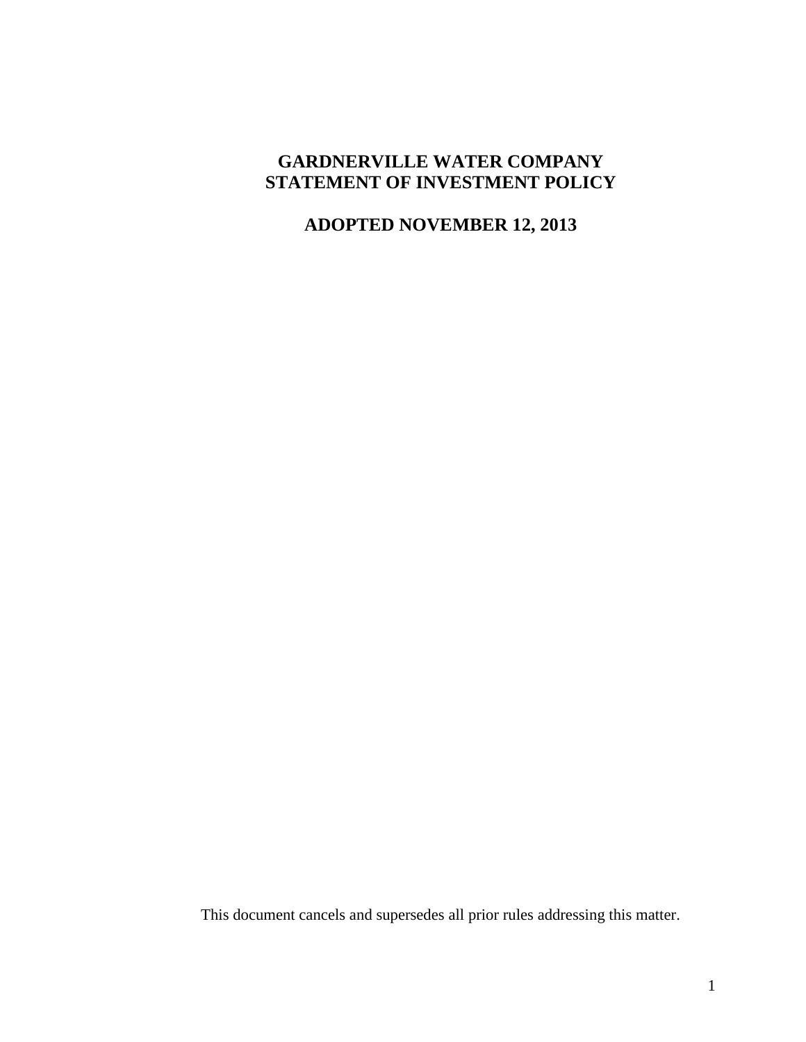# GARDNERVILLE WATER COMPANY
# STATEMENT OF INVESTMENT POLICY

## ADOPTED NOVEMBER 12, 2013

This document cancels and supersedes all prior rules addressing this matter.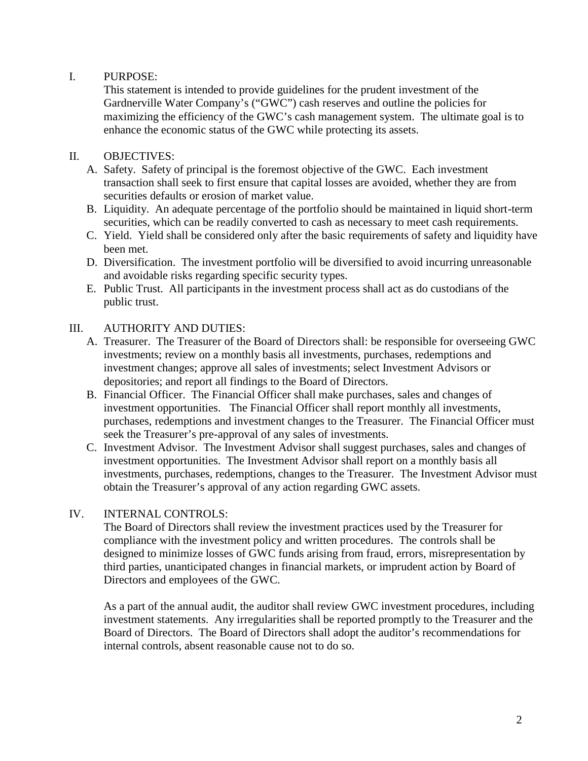## I. PURPOSE:

This statement is intended to provide guidelines for the prudent investment of the Gardnerville Water Company's ("GWC") cash reserves and outline the policies for maximizing the efficiency of the GWC's cash management system. The ultimate goal is to enhance the economic status of the GWC while protecting its assets.

## II. OBJECTIVES:

A. Safety. Safety of principal is the foremost objective of the GWC. Each investment transaction shall seek to first ensure that capital losses are avoided, whether they are from securities defaults or erosion of market value.

B. Liquidity. An adequate percentage of the portfolio should be maintained in liquid short-term securities, which can be readily converted to cash as necessary to meet cash requirements.

C. Yield. Yield shall be considered only after the basic requirements of safety and liquidity have been met.

D. Diversification. The investment portfolio will be diversified to avoid incurring unreasonable and avoidable risks regarding specific security types.

E. Public Trust. All participants in the investment process shall act as do custodians of the public trust.

## III. AUTHORITY AND DUTIES:

A. Treasurer. The Treasurer of the Board of Directors shall: be responsible for overseeing GWC investments; review on a monthly basis all investments, purchases, redemptions and investment changes; approve all sales of investments; select Investment Advisors or depositories; and report all findings to the Board of Directors.

B. Financial Officer. The Financial Officer shall make purchases, sales and changes of investment opportunities. The Financial Officer shall report monthly all investments, purchases, redemptions and investment changes to the Treasurer. The Financial Officer must seek the Treasurer's pre-approval of any sales of investments.

C. Investment Advisor. The Investment Advisor shall suggest purchases, sales and changes of investment opportunities. The Investment Advisor shall report on a monthly basis all investments, purchases, redemptions, changes to the Treasurer. The Investment Advisor must obtain the Treasurer's approval of any action regarding GWC assets.

## IV. INTERNAL CONTROLS:

The Board of Directors shall review the investment practices used by the Treasurer for compliance with the investment policy and written procedures. The controls shall be designed to minimize losses of GWC funds arising from fraud, errors, misrepresentation by third parties, unanticipated changes in financial markets, or imprudent action by Board of Directors and employees of the GWC.

As a part of the annual audit, the auditor shall review GWC investment procedures, including investment statements. Any irregularities shall be reported promptly to the Treasurer and the Board of Directors. The Board of Directors shall adopt the auditor's recommendations for internal controls, absent reasonable cause not to do so.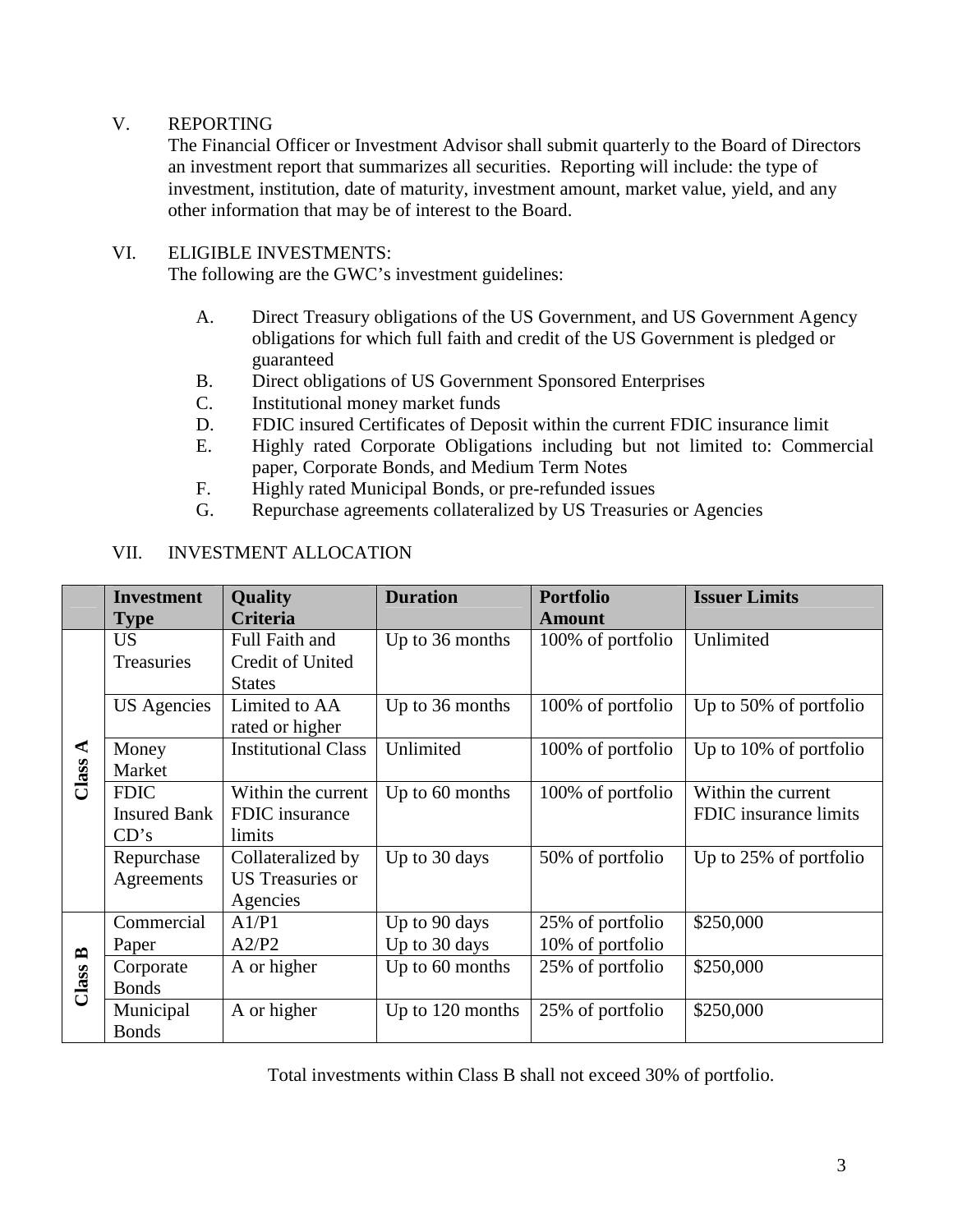## V. REPORTING

The Financial Officer or Investment Advisor shall submit quarterly to the Board of Directors an investment report that summarizes all securities. Reporting will include: the type of investment, institution, date of maturity, investment amount, market value, yield, and any other information that may be of interest to the Board.

## VI. ELIGIBLE INVESTMENTS:

The following are the GWC's investment guidelines:

A. Direct Treasury obligations of the US Government, and US Government Agency obligations for which full faith and credit of the US Government is pledged or guaranteed
B. Direct obligations of US Government Sponsored Enterprises
C. Institutional money market funds
D. FDIC insured Certificates of Deposit within the current FDIC insurance limit
E. Highly rated Corporate Obligations including but not limited to: Commercial paper, Corporate Bonds, and Medium Term Notes
F. Highly rated Municipal Bonds, or pre-refunded issues
G. Repurchase agreements collateralized by US Treasuries or Agencies

## VII. INVESTMENT ALLOCATION

| | Investment Type | Quality Criteria | Duration | Portfolio Amount | Issuer Limits |
|---|---|---|---|---|---|
| Class A | US Treasuries | Full Faith and Credit of United States | Up to 36 months | 100% of portfolio | Unlimited |
| | US Agencies | Limited to AA rated or higher | Up to 36 months | 100% of portfolio | Up to 50% of portfolio |
| | Money Market | Institutional Class | Unlimited | 100% of portfolio | Up to 10% of portfolio |
| | FDIC Insured Bank CD's | Within the current FDIC insurance limits | Up to 60 months | 100% of portfolio | Within the current FDIC insurance limits |
| | Repurchase Agreements | Collateralized by US Treasuries or Agencies | Up to 30 days | 50% of portfolio | Up to 25% of portfolio |
| Class B | Commercial Paper | A1/P1<br>A2/P2 | Up to 90 days<br>Up to 30 days | 25% of portfolio<br>10% of portfolio | $250,000 |
| | Corporate Bonds | A or higher | Up to 60 months | 25% of portfolio | $250,000 |
| | Municipal Bonds | A or higher | Up to 120 months | 25% of portfolio | $250,000 |

Total investments within Class B shall not exceed 30% of portfolio.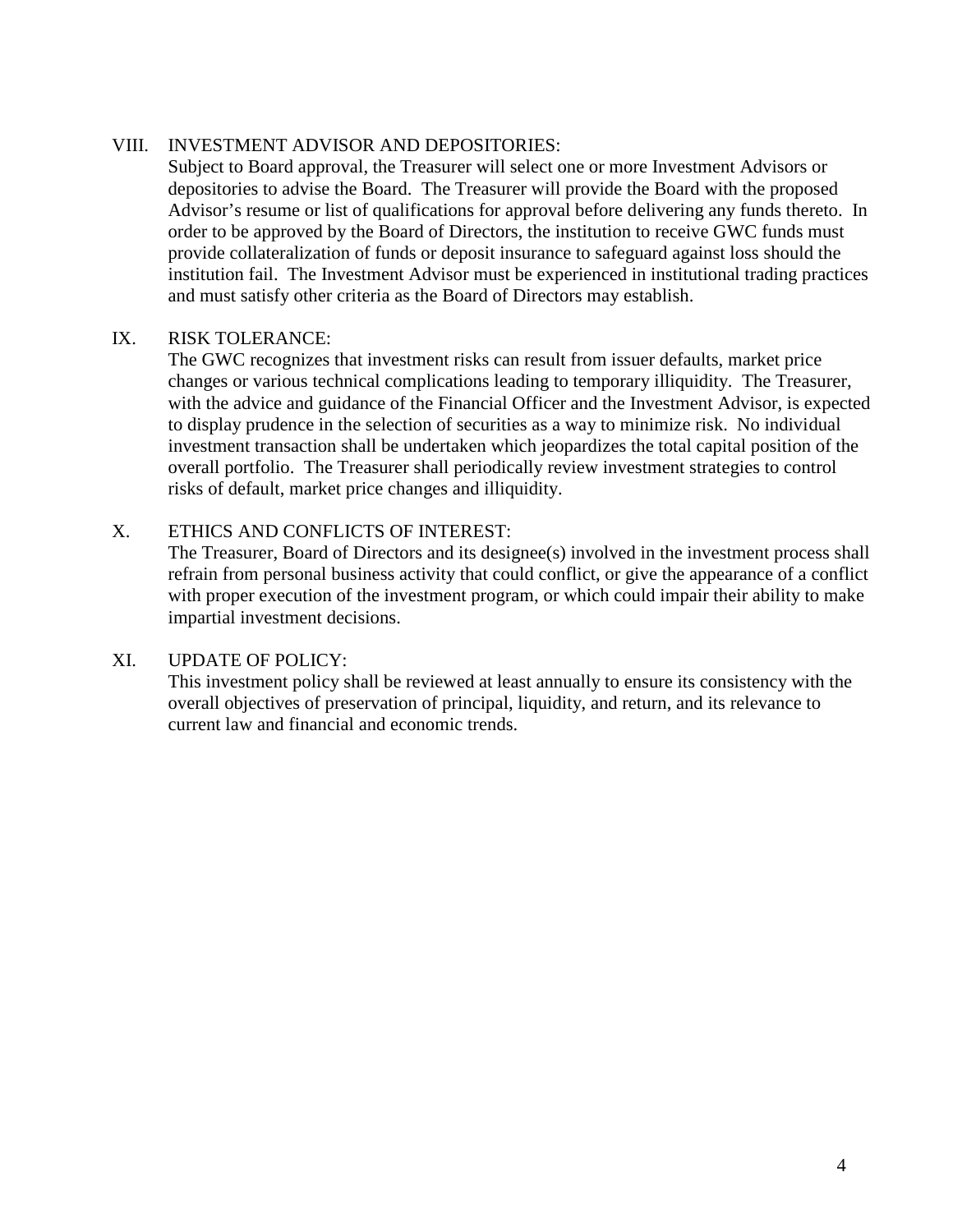## VIII. INVESTMENT ADVISOR AND DEPOSITORIES:

Subject to Board approval, the Treasurer will select one or more Investment Advisors or depositories to advise the Board. The Treasurer will provide the Board with the proposed Advisor's resume or list of qualifications for approval before delivering any funds thereto. In order to be approved by the Board of Directors, the institution to receive GWC funds must provide collateralization of funds or deposit insurance to safeguard against loss should the institution fail. The Investment Advisor must be experienced in institutional trading practices and must satisfy other criteria as the Board of Directors may establish.

## IX. RISK TOLERANCE:

The GWC recognizes that investment risks can result from issuer defaults, market price changes or various technical complications leading to temporary illiquidity. The Treasurer, with the advice and guidance of the Financial Officer and the Investment Advisor, is expected to display prudence in the selection of securities as a way to minimize risk. No individual investment transaction shall be undertaken which jeopardizes the total capital position of the overall portfolio. The Treasurer shall periodically review investment strategies to control risks of default, market price changes and illiquidity.

## X. ETHICS AND CONFLICTS OF INTEREST:

The Treasurer, Board of Directors and its designee(s) involved in the investment process shall refrain from personal business activity that could conflict, or give the appearance of a conflict with proper execution of the investment program, or which could impair their ability to make impartial investment decisions.

## XI. UPDATE OF POLICY:

This investment policy shall be reviewed at least annually to ensure its consistency with the overall objectives of preservation of principal, liquidity, and return, and its relevance to current law and financial and economic trends.